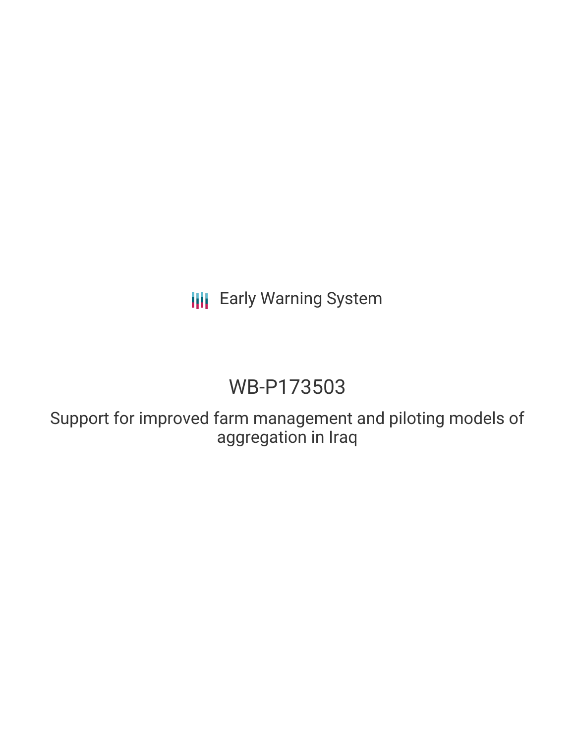Early Warning System

# WB-P173503

## Support for improved farm management and piloting models of aggregation in Iraq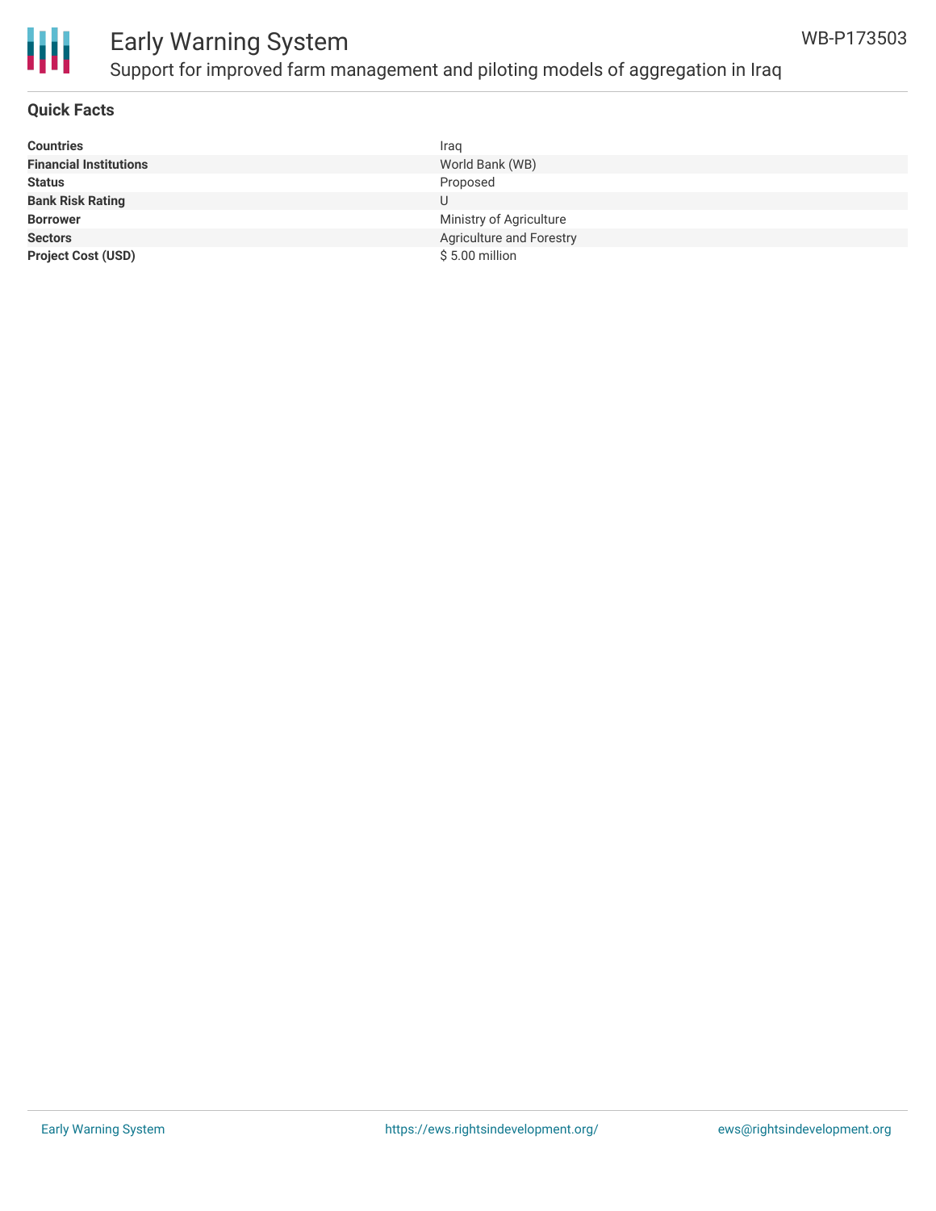## Quick Facts

| | |
|---|---|
| **Countries** | Iraq |
| **Financial Institutions** | World Bank (WB) |
| **Status** | Proposed |
| **Bank Risk Rating** | U |
| **Borrower** | Ministry of Agriculture |
| **Sectors** | Agriculture and Forestry |
| **Project Cost (USD)** | $ 5.00 million |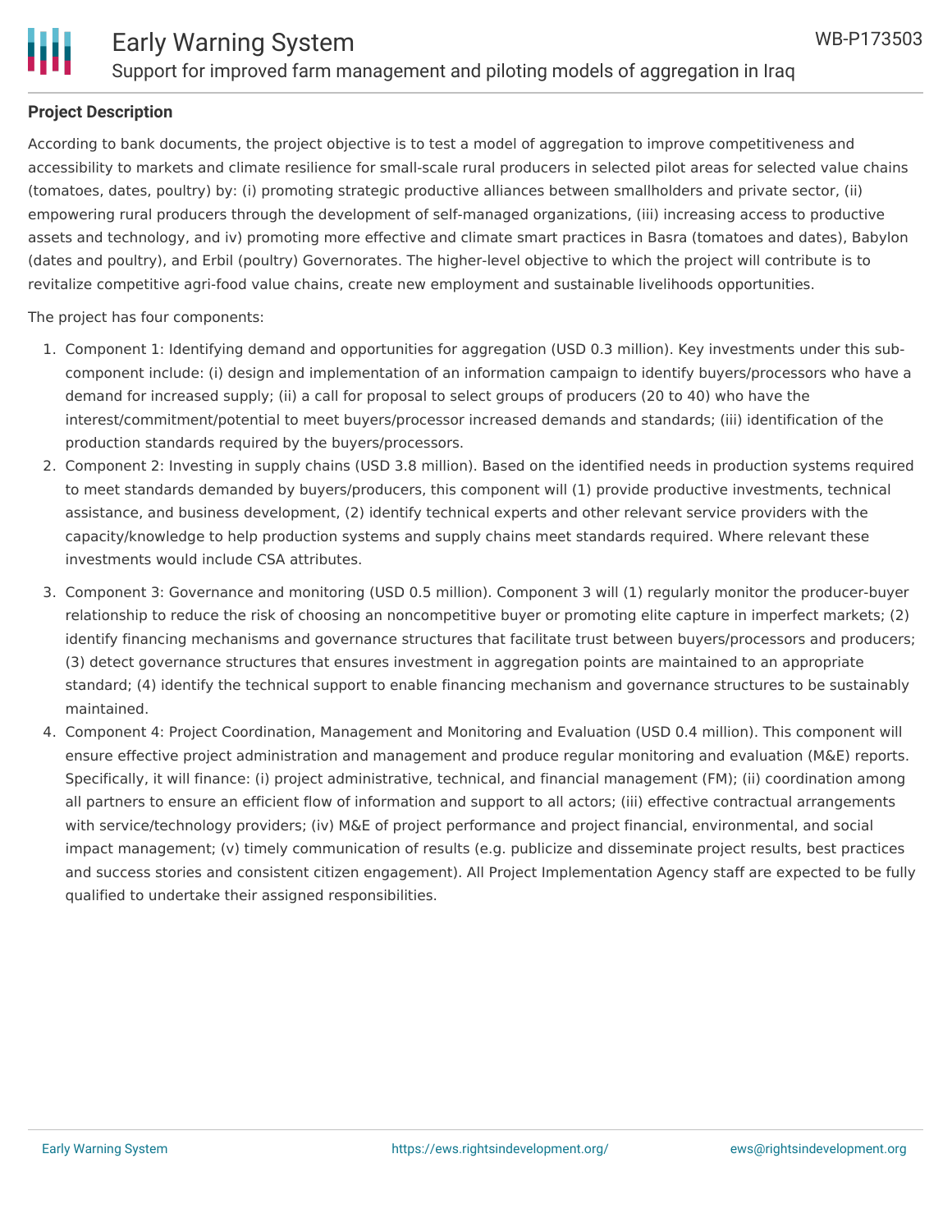## Project Description

According to bank documents, the project objective is to test a model of aggregation to improve competitiveness and accessibility to markets and climate resilience for small-scale rural producers in selected pilot areas for selected value chains (tomatoes, dates, poultry) by: (i) promoting strategic productive alliances between smallholders and private sector, (ii) empowering rural producers through the development of self-managed organizations, (iii) increasing access to productive assets and technology, and iv) promoting more effective and climate smart practices in Basra (tomatoes and dates), Babylon (dates and poultry), and Erbil (poultry) Governorates. The higher-level objective to which the project will contribute is to revitalize competitive agri-food value chains, create new employment and sustainable livelihoods opportunities.

The project has four components:

1. Component 1: Identifying demand and opportunities for aggregation (USD 0.3 million). Key investments under this sub-component include: (i) design and implementation of an information campaign to identify buyers/processors who have a demand for increased supply; (ii) a call for proposal to select groups of producers (20 to 40) who have the interest/commitment/potential to meet buyers/processor increased demands and standards; (iii) identification of the production standards required by the buyers/processors.
2. Component 2: Investing in supply chains (USD 3.8 million). Based on the identified needs in production systems required to meet standards demanded by buyers/producers, this component will (1) provide productive investments, technical assistance, and business development, (2) identify technical experts and other relevant service providers with the capacity/knowledge to help production systems and supply chains meet standards required. Where relevant these investments would include CSA attributes.
3. Component 3: Governance and monitoring (USD 0.5 million). Component 3 will (1) regularly monitor the producer-buyer relationship to reduce the risk of choosing an noncompetitive buyer or promoting elite capture in imperfect markets; (2) identify financing mechanisms and governance structures that facilitate trust between buyers/processors and producers; (3) detect governance structures that ensures investment in aggregation points are maintained to an appropriate standard; (4) identify the technical support to enable financing mechanism and governance structures to be sustainably maintained.
4. Component 4: Project Coordination, Management and Monitoring and Evaluation (USD 0.4 million). This component will ensure effective project administration and management and produce regular monitoring and evaluation (M&E) reports. Specifically, it will finance: (i) project administrative, technical, and financial management (FM); (ii) coordination among all partners to ensure an efficient flow of information and support to all actors; (iii) effective contractual arrangements with service/technology providers; (iv) M&E of project performance and project financial, environmental, and social impact management; (v) timely communication of results (e.g. publicize and disseminate project results, best practices and success stories and consistent citizen engagement). All Project Implementation Agency staff are expected to be fully qualified to undertake their assigned responsibilities.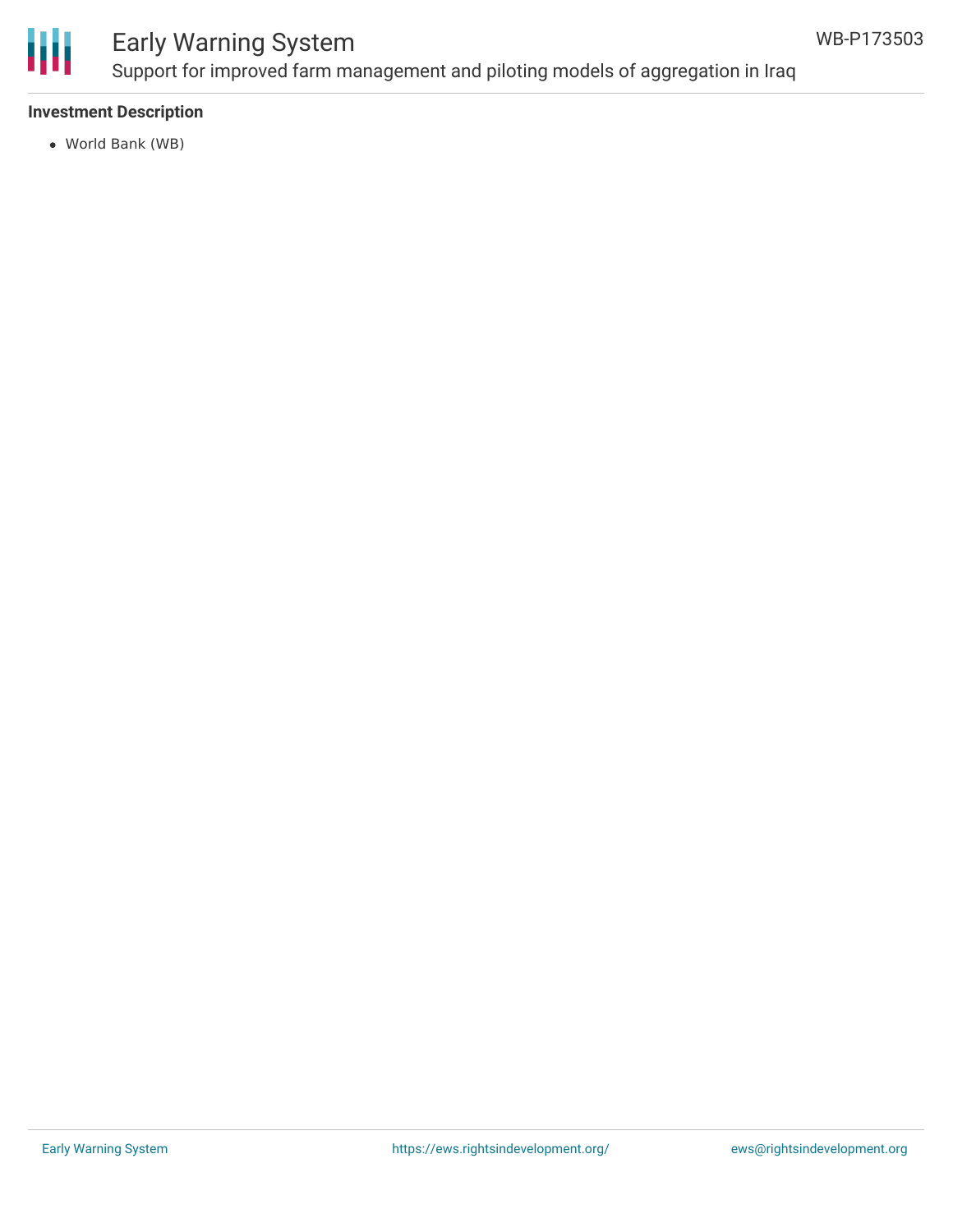**Investment Description**

- World Bank (WB)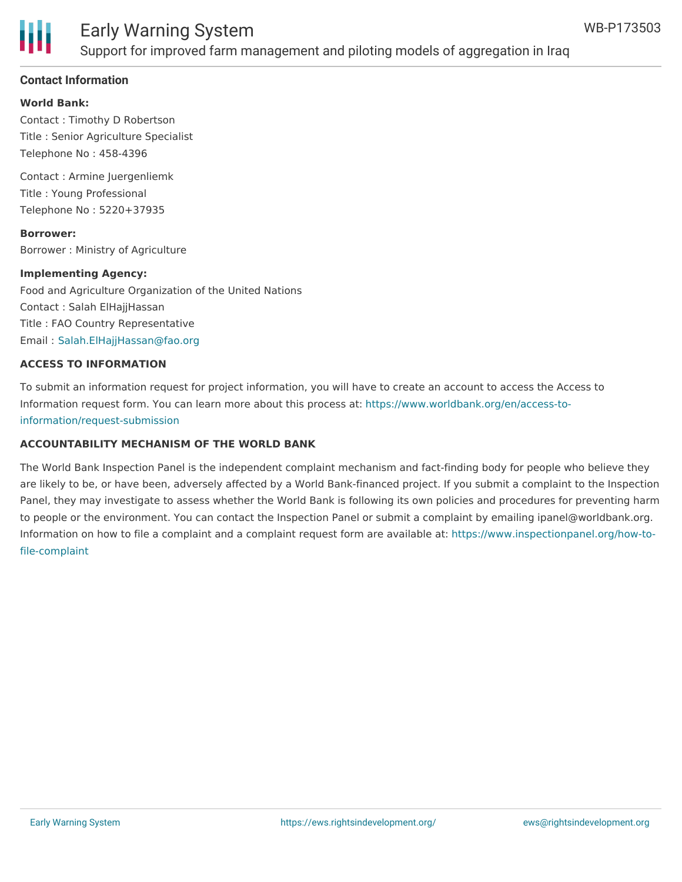## Contact Information

**World Bank:**

Contact : Timothy D Robertson
Title : Senior Agriculture Specialist
Telephone No : 458-4396

Contact : Armine Juergenliemk
Title : Young Professional
Telephone No : 5220+37935

**Borrower:**

Borrower : Ministry of Agriculture

**Implementing Agency:**

Food and Agriculture Organization of the United Nations
Contact : Salah ElHajjHassan
Title : FAO Country Representative
Email : Salah.ElHajjHassan@fao.org

### ACCESS TO INFORMATION

To submit an information request for project information, you will have to create an account to access the Access to Information request form. You can learn more about this process at: https://www.worldbank.org/en/access-to-information/request-submission

### ACCOUNTABILITY MECHANISM OF THE WORLD BANK

The World Bank Inspection Panel is the independent complaint mechanism and fact-finding body for people who believe they are likely to be, or have been, adversely affected by a World Bank-financed project. If you submit a complaint to the Inspection Panel, they may investigate to assess whether the World Bank is following its own policies and procedures for preventing harm to people or the environment. You can contact the Inspection Panel or submit a complaint by emailing ipanel@worldbank.org. Information on how to file a complaint and a complaint request form are available at: https://www.inspectionpanel.org/how-to-file-complaint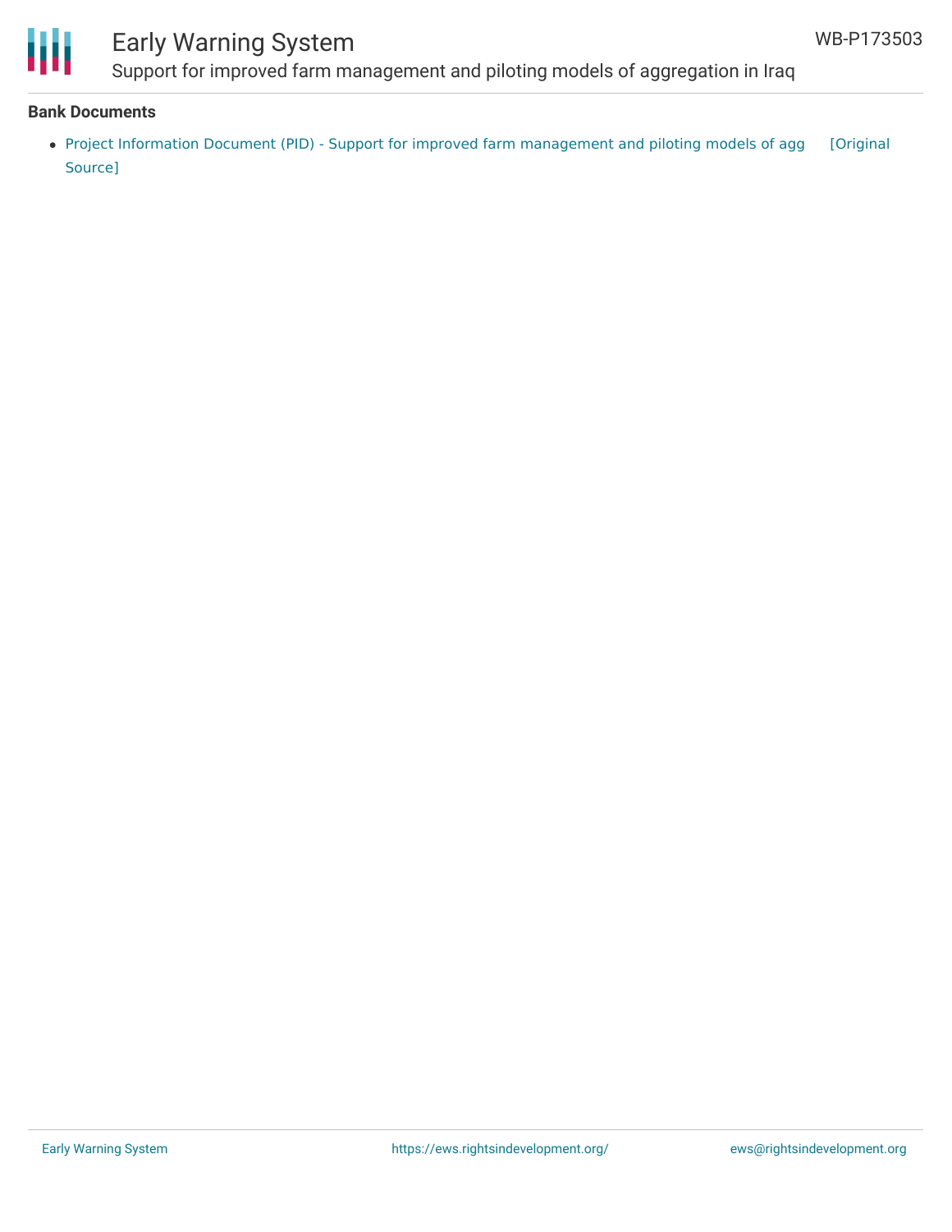**Bank Documents**

- Project Information Document (PID) - Support for improved farm management and piloting models of agg [Original Source]